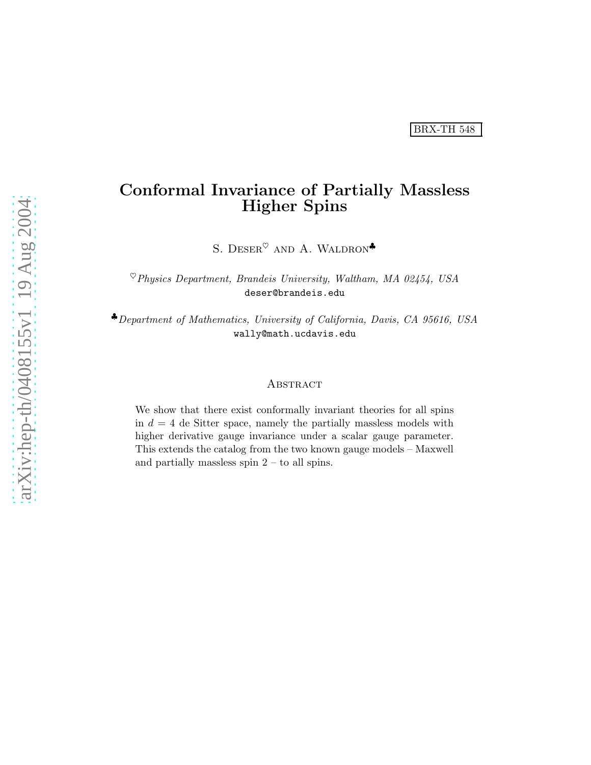BRX-TH 548

# Conformal Invariance of Partially Massless Higher Spins

S. Deser[♡] and A. Waldron[♣]

[♡]*Physics Department, Brandeis University, Waltham, MA 02454, USA*
deser@brandeis.edu

[♣]*Department of Mathematics, University of California, Davis, CA 95616, USA*
wally@math.ucdavis.edu

## Abstract

We show that there exist conformally invariant theories for all spins in $d = 4$ de Sitter space, namely the partially massless models with higher derivative gauge invariance under a scalar gauge parameter. This extends the catalog from the two known gauge models – Maxwell and partially massless spin 2 – to all spins.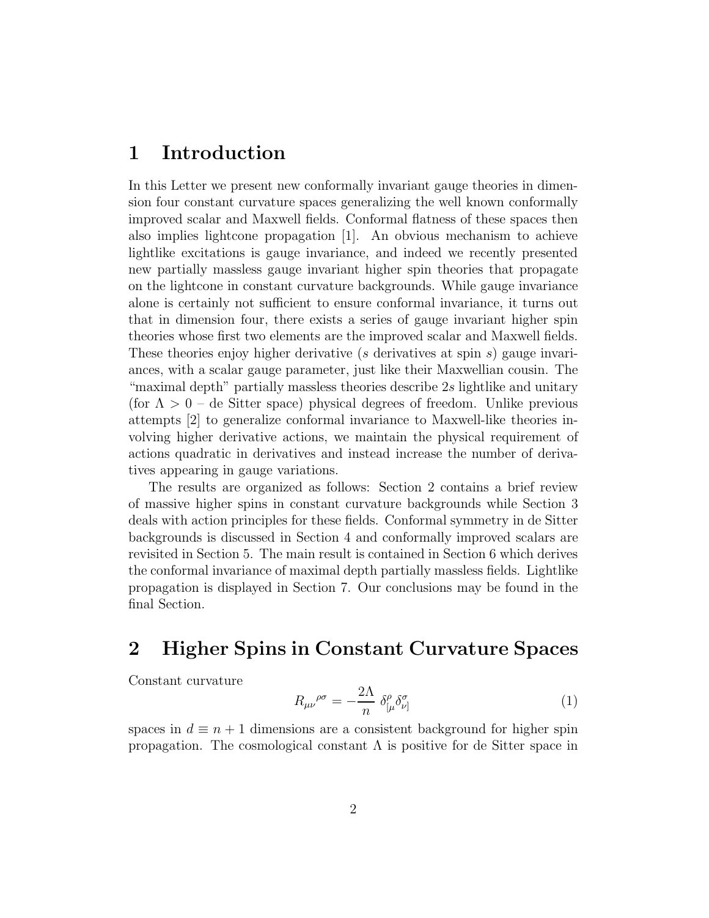# 1 Introduction

In this Letter we present new conformally invariant gauge theories in dimension four constant curvature spaces generalizing the well known conformally improved scalar and Maxwell fields. Conformal flatness of these spaces then also implies lightcone propagation [1]. An obvious mechanism to achieve lightlike excitations is gauge invariance, and indeed we recently presented new partially massless gauge invariant higher spin theories that propagate on the lightcone in constant curvature backgrounds. While gauge invariance alone is certainly not sufficient to ensure conformal invariance, it turns out that in dimension four, there exists a series of gauge invariant higher spin theories whose first two elements are the improved scalar and Maxwell fields. These theories enjoy higher derivative ($s$ derivatives at spin $s$) gauge invariances, with a scalar gauge parameter, just like their Maxwellian cousin. The "maximal depth" partially massless theories describe $2s$ lightlike and unitary (for $\Lambda > 0$ – de Sitter space) physical degrees of freedom. Unlike previous attempts [2] to generalize conformal invariance to Maxwell-like theories involving higher derivative actions, we maintain the physical requirement of actions quadratic in derivatives and instead increase the number of derivatives appearing in gauge variations.

The results are organized as follows: Section 2 contains a brief review of massive higher spins in constant curvature backgrounds while Section 3 deals with action principles for these fields. Conformal symmetry in de Sitter backgrounds is discussed in Section 4 and conformally improved scalars are revisited in Section 5. The main result is contained in Section 6 which derives the conformal invariance of maximal depth partially massless fields. Lightlike propagation is displayed in Section 7. Our conclusions may be found in the final Section.

# 2 Higher Spins in Constant Curvature Spaces

Constant curvature

$$R_{\mu\nu}{}^{\rho\sigma} = -\frac{2\Lambda}{n}\ \delta^{\rho}_{[\mu}\delta^{\sigma}_{\nu]} \tag{1}$$

spaces in $d \equiv n+1$ dimensions are a consistent background for higher spin propagation. The cosmological constant $\Lambda$ is positive for de Sitter space in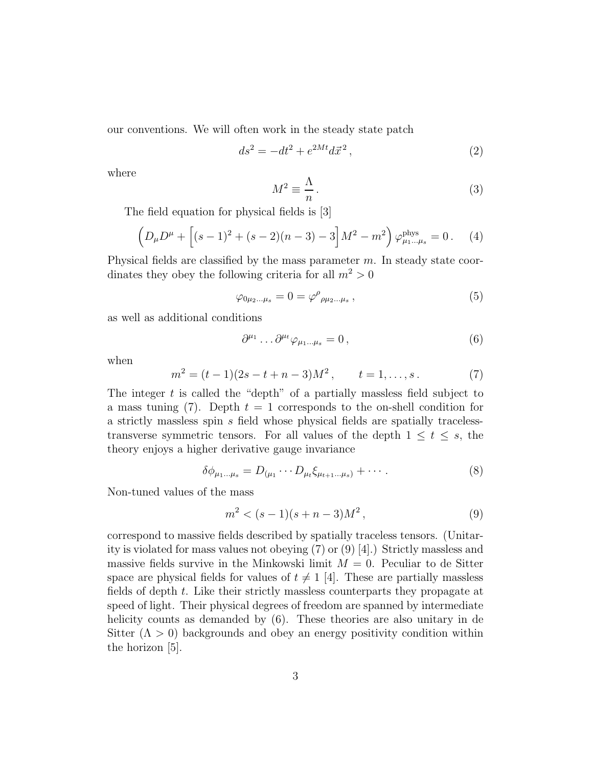our conventions. We will often work in the steady state patch

$$ds^2 = -dt^2 + e^{2Mt} d\vec{x}^{\,2}\,, \tag{2}$$

where

$$M^2 \equiv \frac{\Lambda}{n}\,. \tag{3}$$

The field equation for physical fields is [3]

$$\Big(D_\mu D^\mu + \Big[(s-1)^2 + (s-2)(n-3) - 3\Big] M^2 - m^2\Big)\,\varphi^{\rm phys}_{\mu_1 \ldots \mu_s} = 0\,. \tag{4}$$

Physical fields are classified by the mass parameter $m$. In steady state coordinates they obey the following criteria for all $m^2 > 0$

$$\varphi_{0\mu_2\ldots\mu_s} = 0 = \varphi^\rho{}_{\rho\mu_2\ldots\mu_s}\,, \tag{5}$$

as well as additional conditions

$$\partial^{\mu_1} \ldots \partial^{\mu_t} \varphi_{\mu_1\ldots\mu_s} = 0\,, \tag{6}$$

when

$$m^2 = (t-1)(2s - t + n - 3)M^2\,, \qquad t = 1, \ldots, s\,. \tag{7}$$

The integer $t$ is called the "depth" of a partially massless field subject to a mass tuning (7). Depth $t = 1$ corresponds to the on-shell condition for a strictly massless spin $s$ field whose physical fields are spatially traceless-transverse symmetric tensors. For all values of the depth $1 \leq t \leq s$, the theory enjoys a higher derivative gauge invariance

$$\delta\phi_{\mu_1\ldots\mu_s} = D_{(\mu_1} \cdots D_{\mu_t} \xi_{\mu_{t+1}\ldots\mu_s)} + \cdots\,. \tag{8}$$

Non-tuned values of the mass

$$m^2 < (s-1)(s+n-3)M^2\,, \tag{9}$$

correspond to massive fields described by spatially traceless tensors. (Unitarity is violated for mass values not obeying (7) or (9) [4].) Strictly massless and massive fields survive in the Minkowski limit $M = 0$. Peculiar to de Sitter space are physical fields for values of $t \neq 1$ [4]. These are partially massless fields of depth $t$. Like their strictly massless counterparts they propagate at speed of light. Their physical degrees of freedom are spanned by intermediate helicity counts as demanded by (6). These theories are also unitary in de Sitter ($\Lambda > 0$) backgrounds and obey an energy positivity condition within the horizon [5].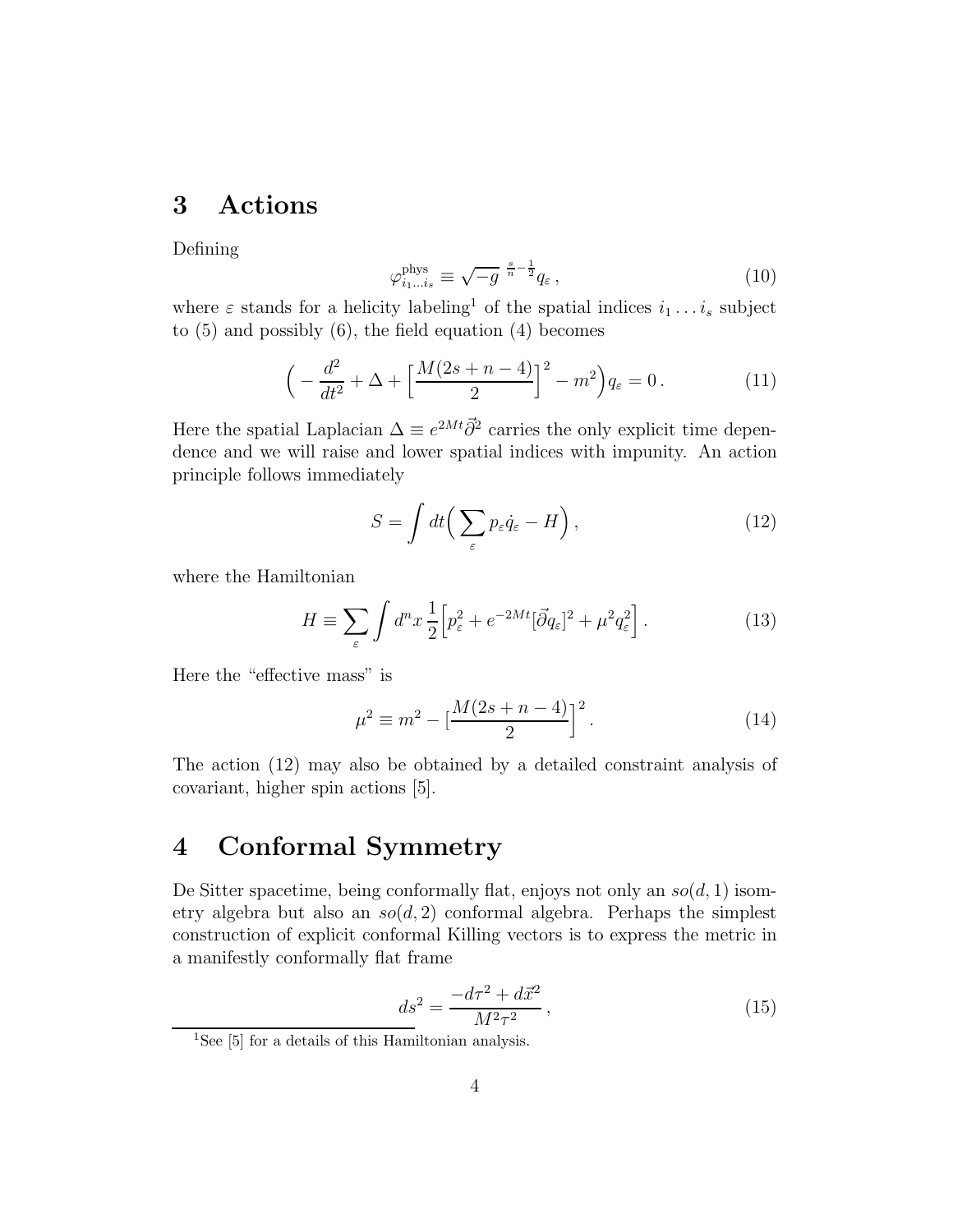## 3 Actions

Defining

$$\varphi^{\rm phys}_{i_1\ldots i_s} \equiv \sqrt{-g}^{\ \frac{s}{n}-\frac{1}{2}} q_\varepsilon \,, \tag{10}$$

where $\varepsilon$ stands for a helicity labeling[1] of the spatial indices $i_1 \ldots i_s$ subject to (5) and possibly (6), the field equation (4) becomes

$$\Big( -\frac{d^2}{dt^2} + \Delta + \Big[\frac{M(2s+n-4)}{2}\Big]^2 - m^2 \Big) q_\varepsilon = 0 \,. \tag{11}$$

Here the spatial Laplacian $\Delta \equiv e^{2Mt}\vec{\partial}^2$ carries the only explicit time dependence and we will raise and lower spatial indices with impunity. An action principle follows immediately

$$S = \int dt \Big( \sum_\varepsilon p_\varepsilon \dot{q}_\varepsilon - H \Big) \,, \tag{12}$$

where the Hamiltonian

$$H \equiv \sum_\varepsilon \int d^n x \, \frac{1}{2} \Big[ p_\varepsilon^2 + e^{-2Mt} [\vec{\partial} q_\varepsilon]^2 + \mu^2 q_\varepsilon^2 \Big] \,. \tag{13}$$

Here the "effective mass" is

$$\mu^2 \equiv m^2 - \big[\frac{M(2s+n-4)}{2}\Big]^2 \,. \tag{14}$$

The action (12) may also be obtained by a detailed constraint analysis of covariant, higher spin actions [5].

## 4 Conformal Symmetry

De Sitter spacetime, being conformally flat, enjoys not only an $so(d,1)$ isometry algebra but also an $so(d,2)$ conformal algebra. Perhaps the simplest construction of explicit conformal Killing vectors is to express the metric in a manifestly conformally flat frame

$$ds^2 = \frac{-d\tau^2 + d\vec{x}^2}{M^2\tau^2} \,, \tag{15}$$

[1] See [5] for a details of this Hamiltonian analysis.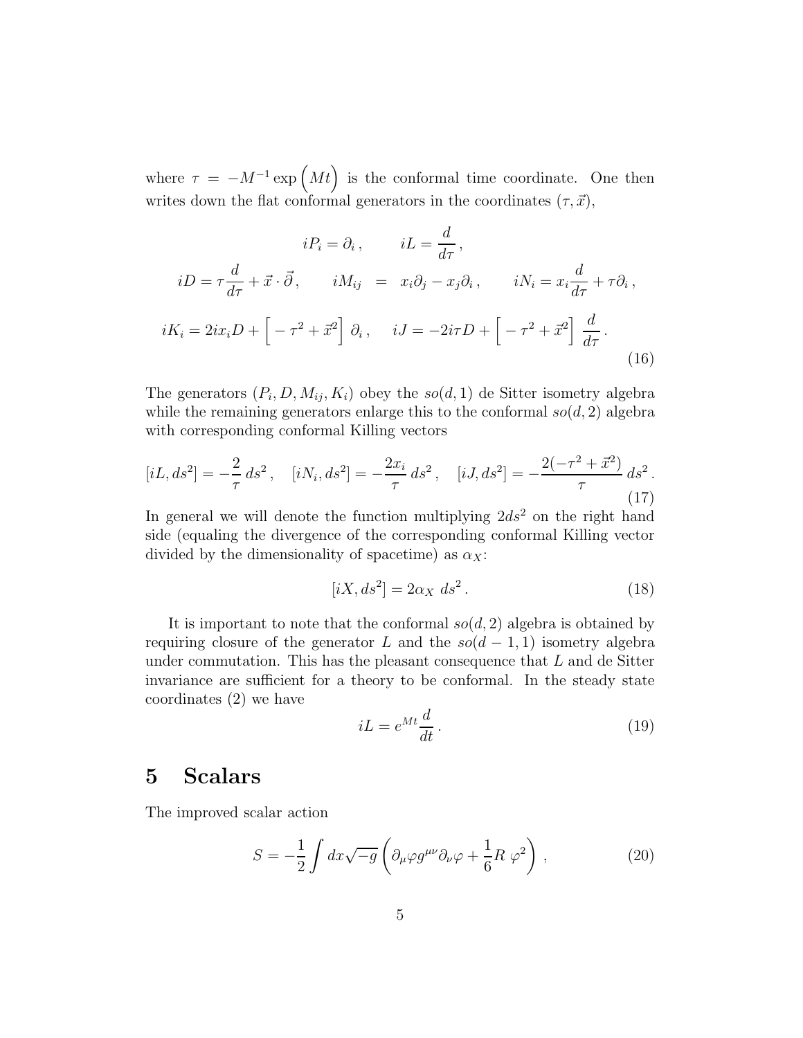where $\tau = -M^{-1}\exp\Big(Mt\Big)$ is the conformal time coordinate. One then writes down the flat conformal generators in the coordinates $(\tau, \vec{x})$,

$$
\begin{aligned}
iP_i = \partial_i\,, \qquad iL = \frac{d}{d\tau}\,, \\
iD = \tau\frac{d}{d\tau} + \vec{x}\cdot\vec{\partial}\,, \qquad iM_{ij} \;=\; x_i\partial_j - x_j\partial_i\,, \qquad iN_i = x_i\frac{d}{d\tau} + \tau\partial_i\,, \\
iK_i = 2ix_iD + \Big[-\tau^2 + \vec{x}^2\Big]\;\partial_i\,, \quad iJ = -2i\tau D + \Big[-\tau^2 + \vec{x}^2\Big]\;\frac{d}{d\tau}\,.
\end{aligned}
\tag{16}
$$

The generators $(P_i, D, M_{ij}, K_i)$ obey the $so(d,1)$ de Sitter isometry algebra while the remaining generators enlarge this to the conformal $so(d,2)$ algebra with corresponding conformal Killing vectors

$$
[iL, ds^2] = -\frac{2}{\tau}\,ds^2\,, \quad [iN_i, ds^2] = -\frac{2x_i}{\tau}\,ds^2\,, \quad [iJ, ds^2] = -\frac{2(-\tau^2+\vec{x}^2)}{\tau}\,ds^2\,. \tag{17}
$$

In general we will denote the function multiplying $2ds^2$ on the right hand side (equaling the divergence of the corresponding conformal Killing vector divided by the dimensionality of spacetime) as $\alpha_X$:

$$
[iX, ds^2] = 2\alpha_X\;ds^2\,. \tag{18}
$$

It is important to note that the conformal $so(d,2)$ algebra is obtained by requiring closure of the generator $L$ and the $so(d-1,1)$ isometry algebra under commutation. This has the pleasant consequence that $L$ and de Sitter invariance are sufficient for a theory to be conformal. In the steady state coordinates (2) we have

$$
iL = e^{Mt}\frac{d}{dt}\,. \tag{19}
$$

# 5 Scalars

The improved scalar action

$$
S = -\frac{1}{2}\int dx\sqrt{-g}\left(\partial_\mu\varphi g^{\mu\nu}\partial_\nu\varphi + \frac{1}{6}R\;\varphi^2\right)\,, \tag{20}
$$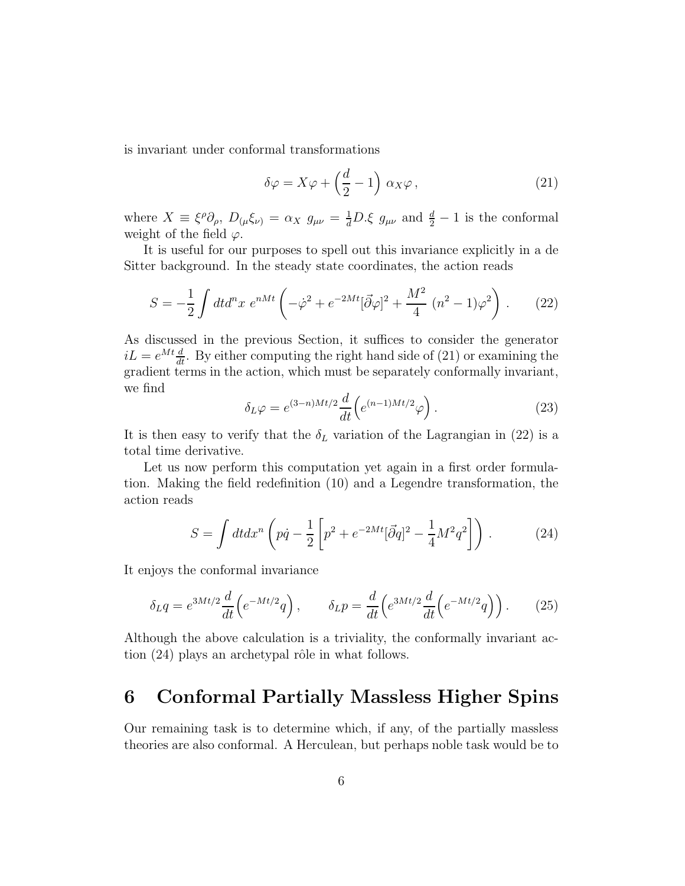is invariant under conformal transformations

$$\delta\varphi = X\varphi + \left(\frac{d}{2} - 1\right)\,\alpha_X\varphi\,, \tag{21}$$

where $X \equiv \xi^\rho\partial_\rho$, $D_{(\mu}\xi_{\nu)} = \alpha_X\; g_{\mu\nu} = \frac{1}{d}D.\xi\; g_{\mu\nu}$ and $\frac{d}{2} - 1$ is the conformal weight of the field $\varphi$.

It is useful for our purposes to spell out this invariance explicitly in a de Sitter background. In the steady state coordinates, the action reads

$$S = -\frac{1}{2}\int dt d^n x\; e^{nMt}\left(-\dot\varphi^2 + e^{-2Mt}[\vec\partial\varphi]^2 + \frac{M^2}{4}\;(n^2-1)\varphi^2\right)\,. \tag{22}$$

As discussed in the previous Section, it suffices to consider the generator $iL = e^{Mt}\frac{d}{dt}$. By either computing the right hand side of (21) or examining the gradient terms in the action, which must be separately conformally invariant, we find

$$\delta_L\varphi = e^{(3-n)Mt/2}\frac{d}{dt}\Big(e^{(n-1)Mt/2}\varphi\Big)\,. \tag{23}$$

It is then easy to verify that the $\delta_L$ variation of the Lagrangian in (22) is a total time derivative.

Let us now perform this computation yet again in a first order formulation. Making the field redefinition (10) and a Legendre transformation, the action reads

$$S = \int dt dx^n\left(p\dot q - \frac{1}{2}\left[p^2 + e^{-2Mt}[\vec\partial q]^2 - \frac{1}{4}M^2 q^2\right]\right)\,. \tag{24}$$

It enjoys the conformal invariance

$$\delta_L q = e^{3Mt/2}\frac{d}{dt}\Big(e^{-Mt/2}q\Big)\,, \qquad \delta_L p = \frac{d}{dt}\Big(e^{3Mt/2}\frac{d}{dt}\Big(e^{-Mt/2}q\Big)\Big)\,. \tag{25}$$

Although the above calculation is a triviality, the conformally invariant action (24) plays an archetypal rôle in what follows.

# 6 Conformal Partially Massless Higher Spins

Our remaining task is to determine which, if any, of the partially massless theories are also conformal. A Herculean, but perhaps noble task would be to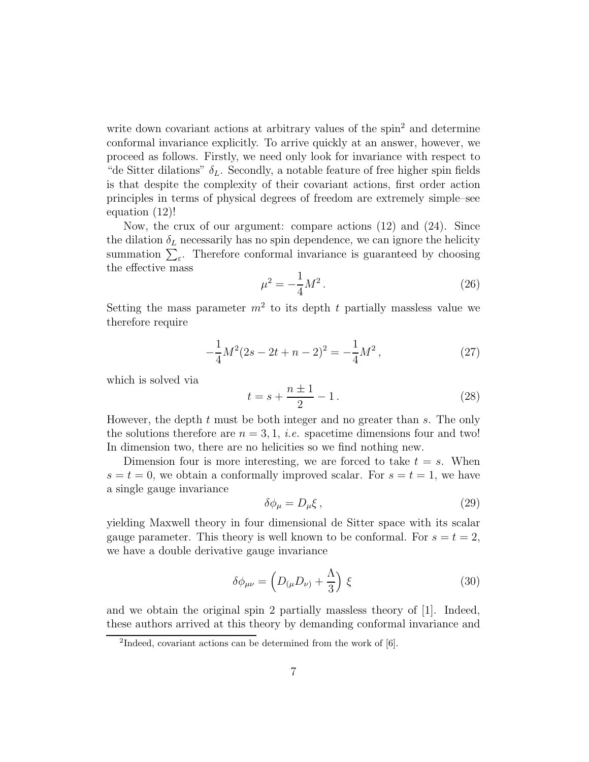write down covariant actions at arbitrary values of the spin[2] and determine conformal invariance explicitly. To arrive quickly at an answer, however, we proceed as follows. Firstly, we need only look for invariance with respect to "de Sitter dilations" $\delta_L$. Secondly, a notable feature of free higher spin fields is that despite the complexity of their covariant actions, first order action principles in terms of physical degrees of freedom are extremely simple–see equation (12)!

Now, the crux of our argument: compare actions (12) and (24). Since the dilation $\delta_L$ necessarily has no spin dependence, we can ignore the helicity summation $\sum_\varepsilon$. Therefore conformal invariance is guaranteed by choosing the effective mass

$$\mu^2 = -\frac{1}{4} M^2 \,. \tag{26}$$

Setting the mass parameter $m^2$ to its depth $t$ partially massless value we therefore require

$$-\frac{1}{4} M^2 (2s - 2t + n - 2)^2 = -\frac{1}{4} M^2 \,, \tag{27}$$

which is solved via

$$t = s + \frac{n \pm 1}{2} - 1 \,. \tag{28}$$

However, the depth $t$ must be both integer and no greater than $s$. The only the solutions therefore are $n = 3, 1$, *i.e.* spacetime dimensions four and two! In dimension two, there are no helicities so we find nothing new.

Dimension four is more interesting, we are forced to take $t = s$. When $s = t = 0$, we obtain a conformally improved scalar. For $s = t = 1$, we have a single gauge invariance

$$\delta \phi_\mu = D_\mu \xi \,, \tag{29}$$

yielding Maxwell theory in four dimensional de Sitter space with its scalar gauge parameter. This theory is well known to be conformal. For $s = t = 2$, we have a double derivative gauge invariance

$$\delta \phi_{\mu\nu} = \left( D_{(\mu} D_{\nu)} + \frac{\Lambda}{3} \right) \xi \tag{30}$$

and we obtain the original spin 2 partially massless theory of [1]. Indeed, these authors arrived at this theory by demanding conformal invariance and

[2] Indeed, covariant actions can be determined from the work of [6].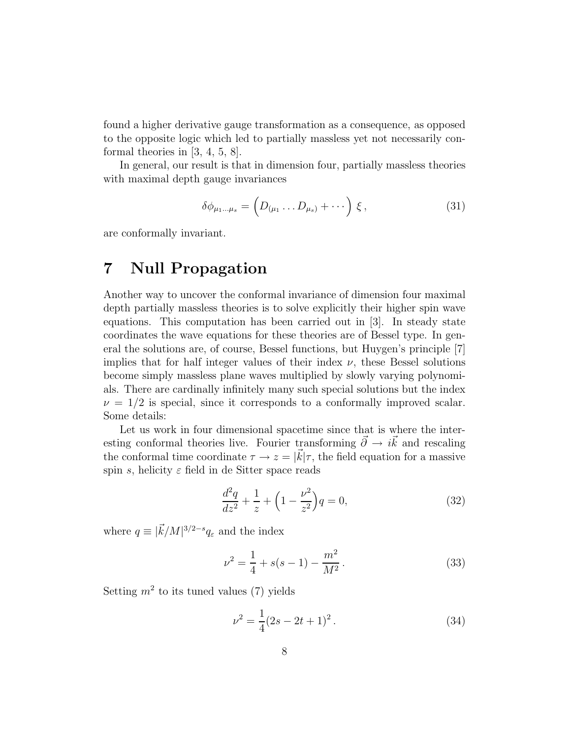found a higher derivative gauge transformation as a consequence, as opposed to the opposite logic which led to partially massless yet not necessarily conformal theories in [3, 4, 5, 8].

In general, our result is that in dimension four, partially massless theories with maximal depth gauge invariances

$$\delta\phi_{\mu_1\ldots\mu_s} = \Big(D_{(\mu_1}\ldots D_{\mu_s)} + \cdots\Big)\,\xi\,, \tag{31}$$

are conformally invariant.

# 7 Null Propagation

Another way to uncover the conformal invariance of dimension four maximal depth partially massless theories is to solve explicitly their higher spin wave equations. This computation has been carried out in [3]. In steady state coordinates the wave equations for these theories are of Bessel type. In general the solutions are, of course, Bessel functions, but Huygen's principle [7] implies that for half integer values of their index $\nu$, these Bessel solutions become simply massless plane waves multiplied by slowly varying polynomials. There are cardinally infinitely many such special solutions but the index $\nu = 1/2$ is special, since it corresponds to a conformally improved scalar. Some details:

Let us work in four dimensional spacetime since that is where the interesting conformal theories live. Fourier transforming $\vec{\partial} \to i\vec{k}$ and rescaling the conformal time coordinate $\tau \to z = |\vec{k}|\tau$, the field equation for a massive spin $s$, helicity $\varepsilon$ field in de Sitter space reads

$$\frac{d^2q}{dz^2} + \frac{1}{z} + \Big(1 - \frac{\nu^2}{z^2}\Big)q = 0, \tag{32}$$

where $q \equiv |\vec{k}/M|^{3/2-s}q_\varepsilon$ and the index

$$\nu^2 = \frac{1}{4} + s(s-1) - \frac{m^2}{M^2}\,. \tag{33}$$

Setting $m^2$ to its tuned values (7) yields

$$\nu^2 = \frac{1}{4}(2s - 2t + 1)^2\,. \tag{34}$$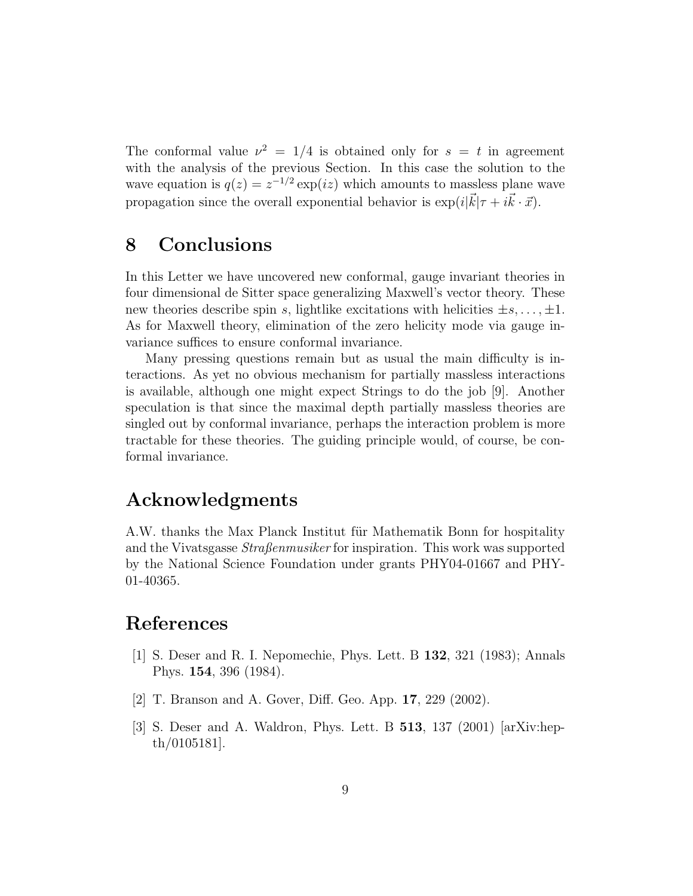The conformal value $\nu^2 = 1/4$ is obtained only for $s = t$ in agreement with the analysis of the previous Section. In this case the solution to the wave equation is $q(z) = z^{-1/2}\exp(iz)$ which amounts to massless plane wave propagation since the overall exponential behavior is $\exp(i|\vec{k}|\tau + i\vec{k}\cdot\vec{x})$.

## 8 Conclusions

In this Letter we have uncovered new conformal, gauge invariant theories in four dimensional de Sitter space generalizing Maxwell's vector theory. These new theories describe spin $s$, lightlike excitations with helicities $\pm s, \ldots, \pm 1$. As for Maxwell theory, elimination of the zero helicity mode via gauge invariance suffices to ensure conformal invariance.

Many pressing questions remain but as usual the main difficulty is interactions. As yet no obvious mechanism for partially massless interactions is available, although one might expect Strings to do the job [9]. Another speculation is that since the maximal depth partially massless theories are singled out by conformal invariance, perhaps the interaction problem is more tractable for these theories. The guiding principle would, of course, be conformal invariance.

## Acknowledgments

A.W. thanks the Max Planck Institut für Mathematik Bonn for hospitality and the Vivatsgasse *Straßenmusiker* for inspiration. This work was supported by the National Science Foundation under grants PHY04-01667 and PHY-01-40365.

## References

[1] S. Deser and R. I. Nepomechie, Phys. Lett. B **132**, 321 (1983); Annals Phys. **154**, 396 (1984).

[2] T. Branson and A. Gover, Diff. Geo. App. **17**, 229 (2002).

[3] S. Deser and A. Waldron, Phys. Lett. B **513**, 137 (2001) [arXiv:hep-th/0105181].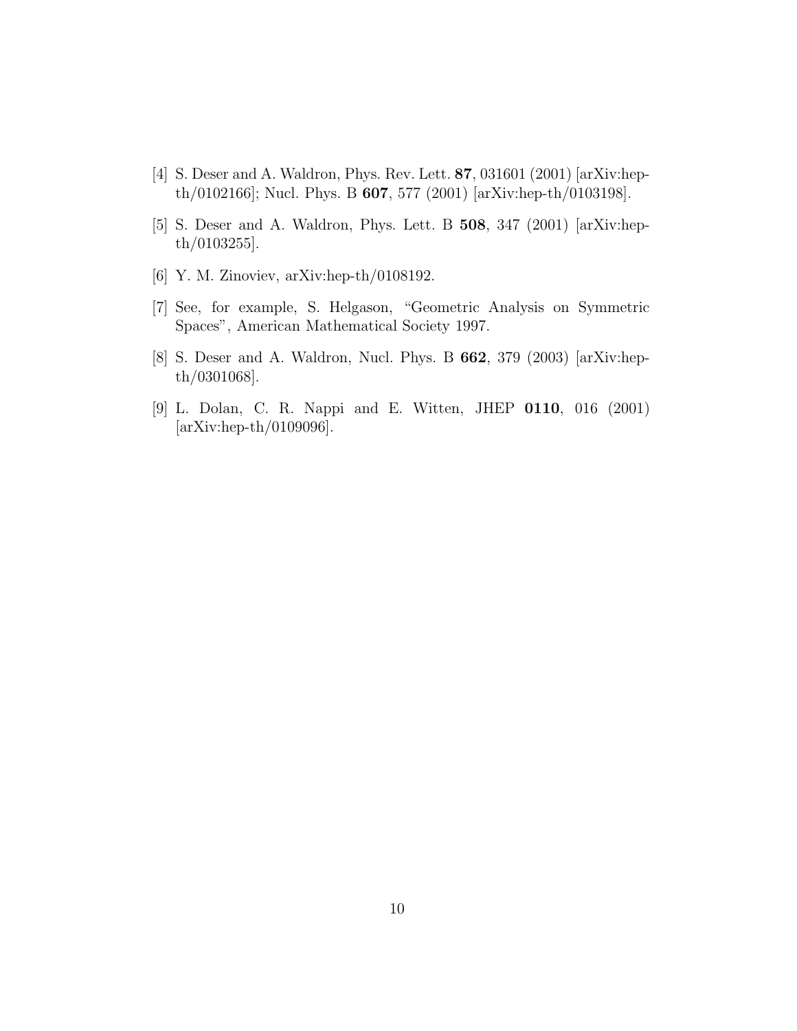[4] S. Deser and A. Waldron, Phys. Rev. Lett. **87**, 031601 (2001) [arXiv:hep-th/0102166]; Nucl. Phys. B **607**, 577 (2001) [arXiv:hep-th/0103198].

[5] S. Deser and A. Waldron, Phys. Lett. B **508**, 347 (2001) [arXiv:hep-th/0103255].

[6] Y. M. Zinoviev, arXiv:hep-th/0108192.

[7] See, for example, S. Helgason, "Geometric Analysis on Symmetric Spaces", American Mathematical Society 1997.

[8] S. Deser and A. Waldron, Nucl. Phys. B **662**, 379 (2003) [arXiv:hep-th/0301068].

[9] L. Dolan, C. R. Nappi and E. Witten, JHEP **0110**, 016 (2001) [arXiv:hep-th/0109096].